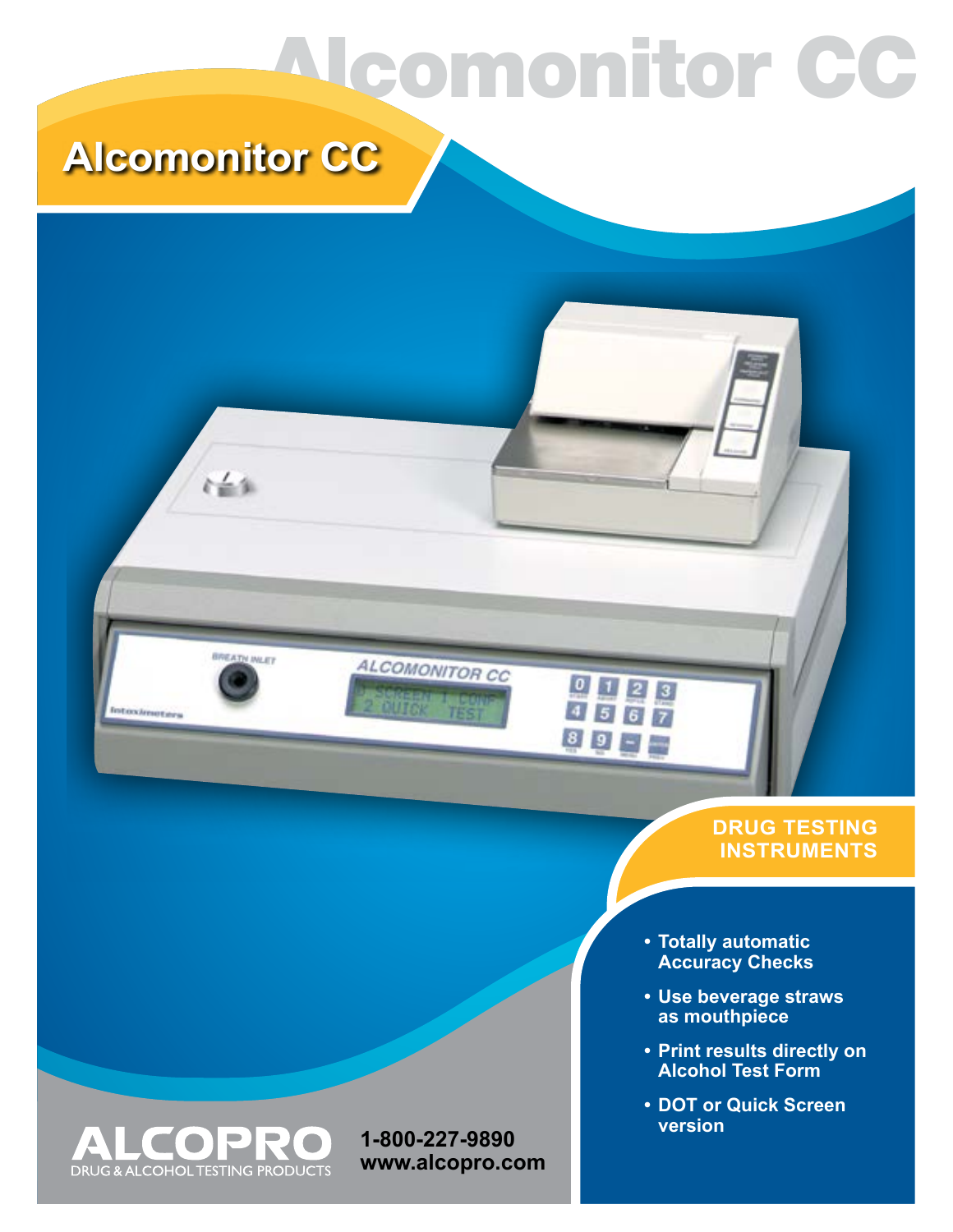# Alcomonitor CC

## Alcomonitor CC

**DRUG TESTING INSTRUMENTS**

- Totally automatic Accuracy Checks
- Use beverage straws as mouthpiece
- Print results directly on Alcohol Test Form
- DOT or Quick Screen version

ALCOPRO
DRUG & ALCOHOL TESTING PRODUCTS

**1-800-227-9890**
**www.alcopro.com**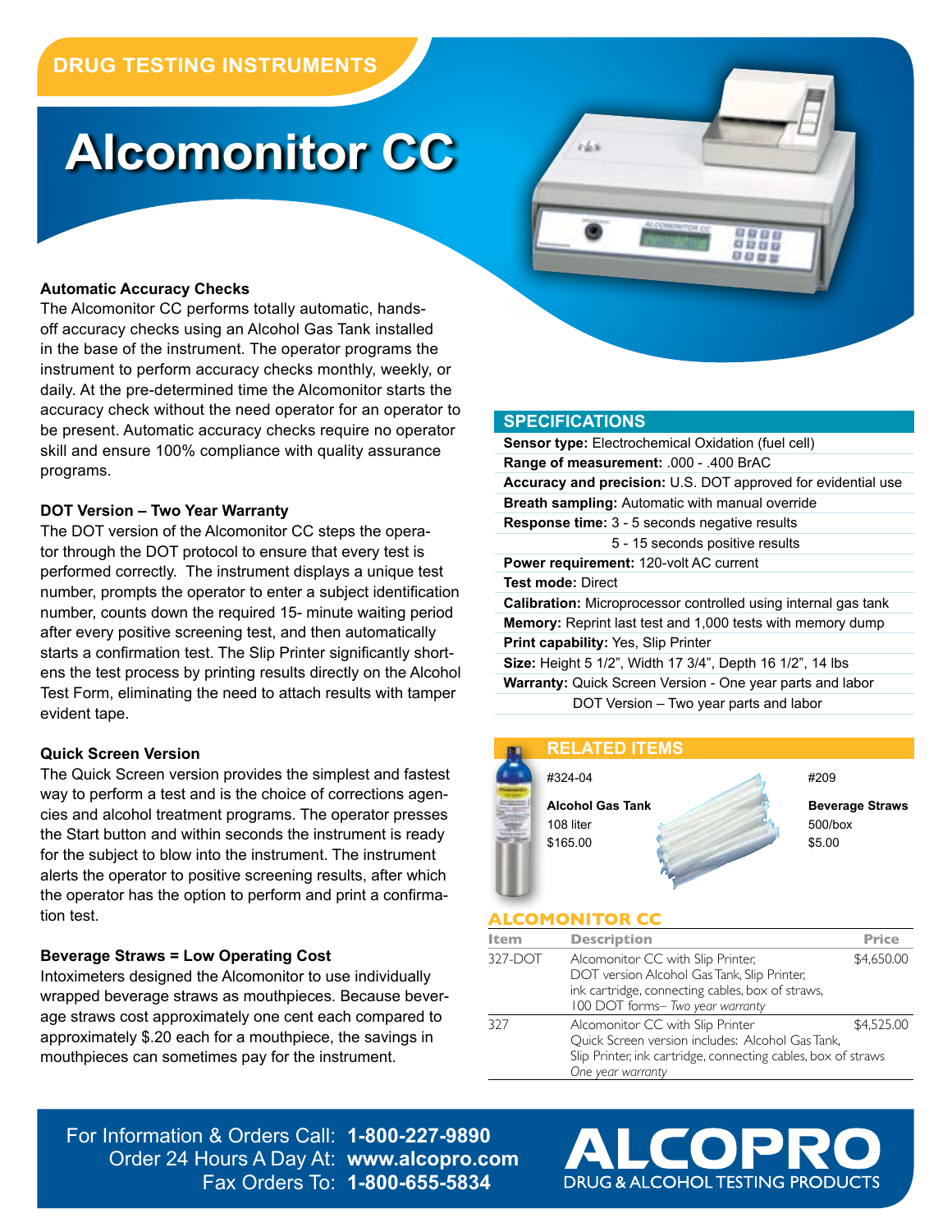DRUG TESTING INSTRUMENTS

# Alcomonitor CC

### Automatic Accuracy Checks

The Alcomonitor CC performs totally automatic, hands-off accuracy checks using an Alcohol Gas Tank installed in the base of the instrument. The operator programs the instrument to perform accuracy checks monthly, weekly, or daily. At the pre-determined time the Alcomonitor starts the accuracy check without the need operator for an operator to be present. Automatic accuracy checks require no operator skill and ensure 100% compliance with quality assurance programs.

### DOT Version – Two Year Warranty

The DOT version of the Alcomonitor CC steps the operator through the DOT protocol to ensure that every test is performed correctly. The instrument displays a unique test number, prompts the operator to enter a subject identification number, counts down the required 15- minute waiting period after every positive screening test, and then automatically starts a confirmation test. The Slip Printer significantly shortens the test process by printing results directly on the Alcohol Test Form, eliminating the need to attach results with tamper evident tape.

### Quick Screen Version

The Quick Screen version provides the simplest and fastest way to perform a test and is the choice of corrections agencies and alcohol treatment programs. The operator presses the Start button and within seconds the instrument is ready for the subject to blow into the instrument. The instrument alerts the operator to positive screening results, after which the operator has the option to perform and print a confirmation test.

### Beverage Straws = Low Operating Cost

Intoximeters designed the Alcomonitor to use individually wrapped beverage straws as mouthpieces. Because beverage straws cost approximately one cent each compared to approximately $.20 each for a mouthpiece, the savings in mouthpieces can sometimes pay for the instrument.

## SPECIFICATIONS

**Sensor type:** Electrochemical Oxidation (fuel cell)
**Range of measurement:** .000 - .400 BrAC
**Accuracy and precision:** U.S. DOT approved for evidential use
**Breath sampling:** Automatic with manual override
**Response time:** 3 - 5 seconds negative results
5 - 15 seconds positive results
**Power requirement:** 120-volt AC current
**Test mode:** Direct
**Calibration:** Microprocessor controlled using internal gas tank
**Memory:** Reprint last test and 1,000 tests with memory dump
**Print capability:** Yes, Slip Printer
**Size:** Height 5 1/2", Width 17 3/4", Depth 16 1/2", 14 lbs
**Warranty:** Quick Screen Version - One year parts and labor
DOT Version – Two year parts and labor

## RELATED ITEMS

#324-04
**Alcohol Gas Tank**
108 liter
$165.00

#209
**Beverage Straws**
500/box
$5.00

## ALCOMONITOR CC

| Item | Description | Price |
|---|---|---|
| 327-DOT | Alcomonitor CC with Slip Printer, DOT version Alcohol Gas Tank, Slip Printer, ink cartridge, connecting cables, box of straws, 100 DOT forms– *Two year warranty* | $4,650.00 |
| 327 | Alcomonitor CC with Slip Printer Quick Screen version includes: Alcohol Gas Tank, Slip Printer, ink cartridge, connecting cables, box of straws *One year warranty* | $4,525.00 |

For Information & Orders Call: **1-800-227-9890**
Order 24 Hours A Day At: **www.alcopro.com**
Fax Orders To: **1-800-655-5834**

ALCOPRO
DRUG & ALCOHOL TESTING PRODUCTS